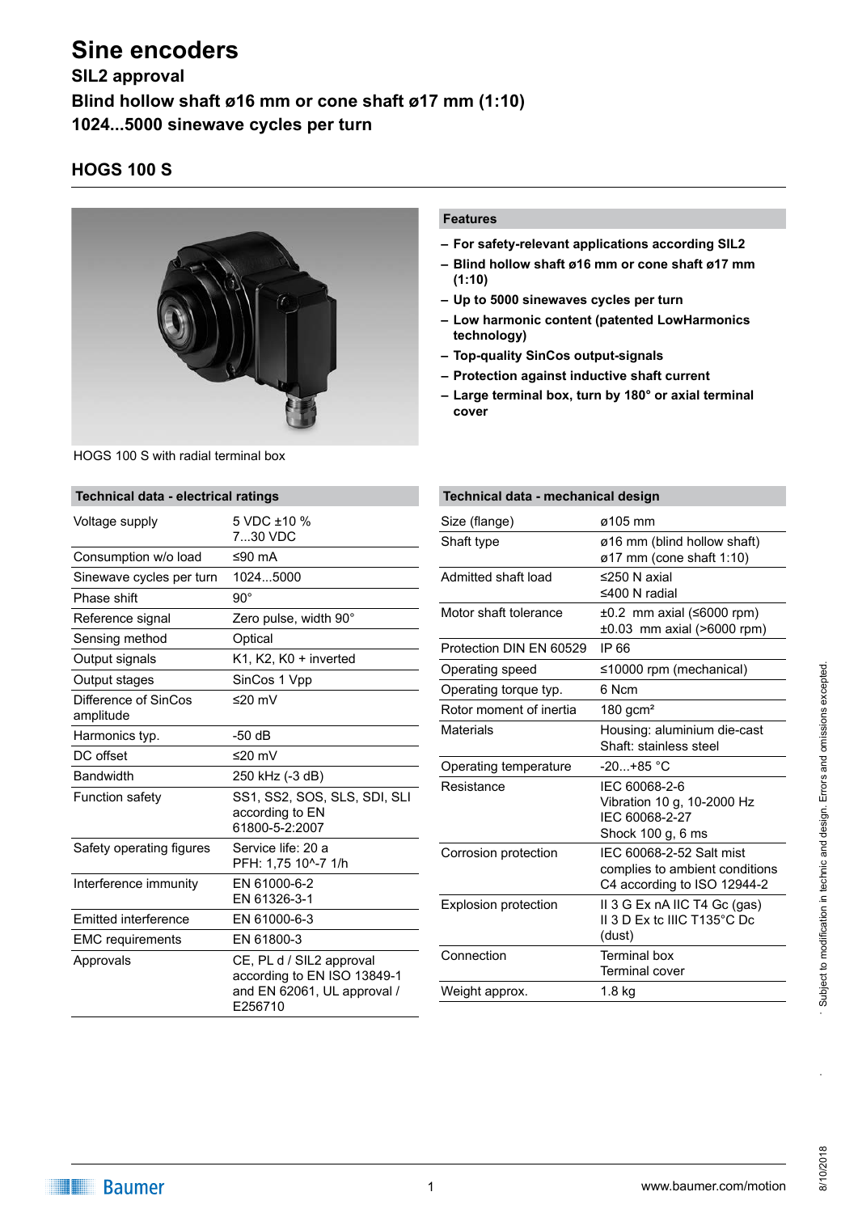# Sine encoders

### SIL2 approval

### Blind hollow shaft ø16 mm or cone shaft ø17 mm (1:10)

### 1024...5000 sinewave cycles per turn

## HOGS 100 S

HOGS 100 S with radial terminal box

### Features

- **For safety-relevant applications according SIL2**
- **Blind hollow shaft ø16 mm or cone shaft ø17 mm (1:10)**
- **Up to 5000 sinewaves cycles per turn**
- **Low harmonic content (patented LowHarmonics technology)**
- **Top-quality SinCos output-signals**
- **Protection against inductive shaft current**
- **Large terminal box, turn by 180° or axial terminal cover**

### Technical data - electrical ratings

| | |
|---|---|
| Voltage supply | 5 VDC ±10 %<br>7...30 VDC |
| Consumption w/o load | ≤90 mA |
| Sinewave cycles per turn | 1024...5000 |
| Phase shift | 90° |
| Reference signal | Zero pulse, width 90° |
| Sensing method | Optical |
| Output signals | K1, K2, K0 + inverted |
| Output stages | SinCos 1 Vpp |
| Difference of SinCos amplitude | ≤20 mV |
| Harmonics typ. | -50 dB |
| DC offset | ≤20 mV |
| Bandwidth | 250 kHz (-3 dB) |
| Function safety | SS1, SS2, SOS, SLS, SDI, SLI according to EN 61800-5-2:2007 |
| Safety operating figures | Service life: 20 a<br>PFH: 1,75 10^-7 1/h |
| Interference immunity | EN 61000-6-2<br>EN 61326-3-1 |
| Emitted interference | EN 61000-6-3 |
| EMC requirements | EN 61800-3 |
| Approvals | CE, PL d / SIL2 approval according to EN ISO 13849-1 and EN 62061, UL approval / E256710 |

### Technical data - mechanical design

| | |
|---|---|
| Size (flange) | ø105 mm |
| Shaft type | ø16 mm (blind hollow shaft)<br>ø17 mm (cone shaft 1:10) |
| Admitted shaft load | ≤250 N axial<br>≤400 N radial |
| Motor shaft tolerance | ±0.2 mm axial (≤6000 rpm)<br>±0.03 mm axial (>6000 rpm) |
| Protection DIN EN 60529 | IP 66 |
| Operating speed | ≤10000 rpm (mechanical) |
| Operating torque typ. | 6 Ncm |
| Rotor moment of inertia | 180 gcm² |
| Materials | Housing: aluminium die-cast<br>Shaft: stainless steel |
| Operating temperature | -20...+85 °C |
| Resistance | IEC 60068-2-6<br>Vibration 10 g, 10-2000 Hz<br>IEC 60068-2-27<br>Shock 100 g, 6 ms |
| Corrosion protection | IEC 60068-2-52 Salt mist complies to ambient conditions C4 according to ISO 12944-2 |
| Explosion protection | II 3 G Ex nA IIC T4 Gc (gas)<br>II 3 D Ex tc IIIC T135°C Dc (dust) |
| Connection | Terminal box<br>Terminal cover |
| Weight approx. | 1.8 kg |

Subject to modification in technic and design. Errors and omissions excepted.

8/10/2018

Baumer

www.baumer.com/motion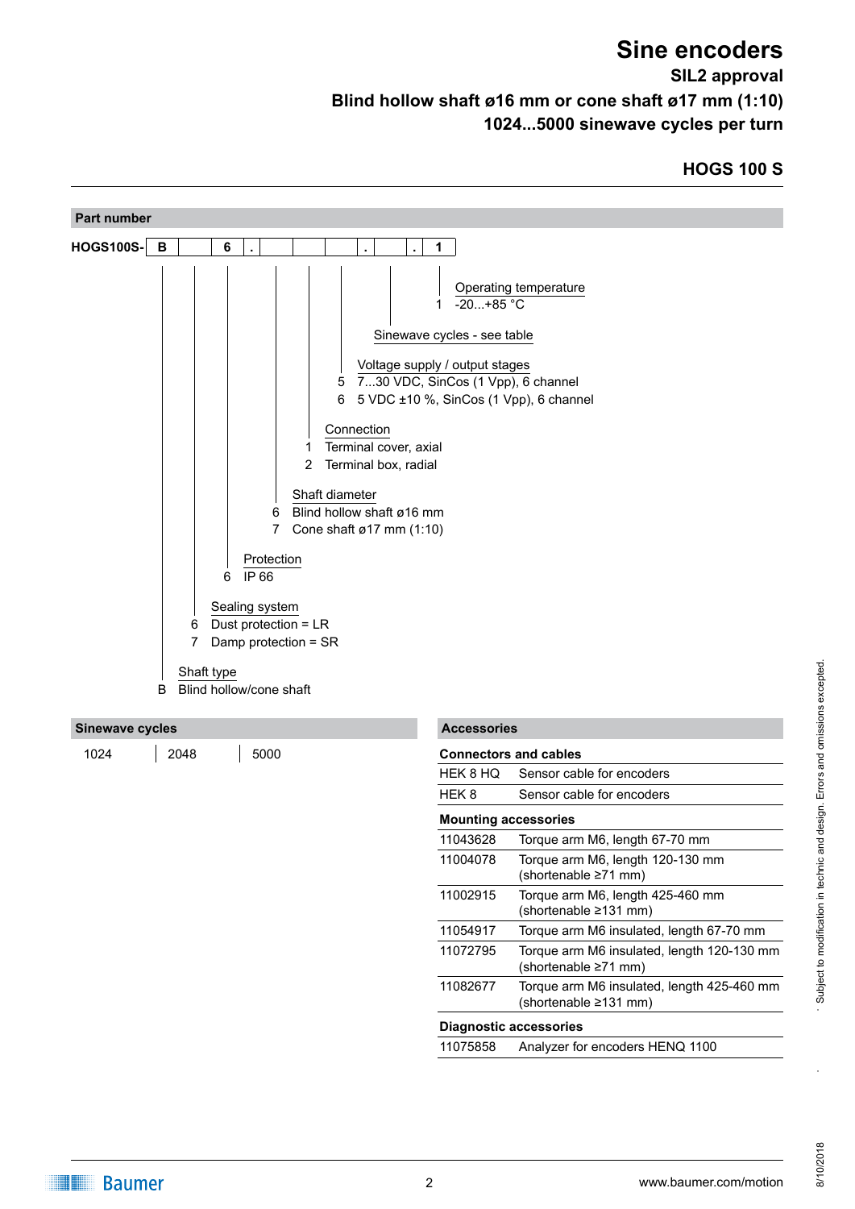# Sine encoders

**SIL2 approval**

**Blind hollow shaft ø16 mm or cone shaft ø17 mm (1:10)**

**1024...5000 sinewave cycles per turn**

## HOGS 100 S

## Part number

**HOGS100S-** | B | | 6 | . | | | | . | | . | 1 |

**Operating temperature**
- 1 -20...+85 °C

**Sinewave cycles - see table**

**Voltage supply / output stages**
- 5 7...30 VDC, SinCos (1 Vpp), 6 channel
- 6 5 VDC ±10 %, SinCos (1 Vpp), 6 channel

**Connection**
- 1 Terminal cover, axial
- 2 Terminal box, radial

**Shaft diameter**
- 6 Blind hollow shaft ø16 mm
- 7 Cone shaft ø17 mm (1:10)

**Protection**
- 6 IP 66

**Sealing system**
- 6 Dust protection = LR
- 7 Damp protection = SR

**Shaft type**
- B Blind hollow/cone shaft

## Sinewave cycles

| 1024 | 2048 | 5000 |
|---|---|---|

## Accessories

| **Connectors and cables** | |
|---|---|
| HEK 8 HQ | Sensor cable for encoders |
| HEK 8 | Sensor cable for encoders |
| **Mounting accessories** | |
| 11043628 | Torque arm M6, length 67-70 mm |
| 11004078 | Torque arm M6, length 120-130 mm (shortenable ≥71 mm) |
| 11002915 | Torque arm M6, length 425-460 mm (shortenable ≥131 mm) |
| 11054917 | Torque arm M6 insulated, length 67-70 mm |
| 11072795 | Torque arm M6 insulated, length 120-130 mm (shortenable ≥71 mm) |
| 11082677 | Torque arm M6 insulated, length 425-460 mm (shortenable ≥131 mm) |
| **Diagnostic accessories** | |
| 11075858 | Analyzer for encoders HENQ 1100 |

Subject to modification in technic and design. Errors and omissions excepted.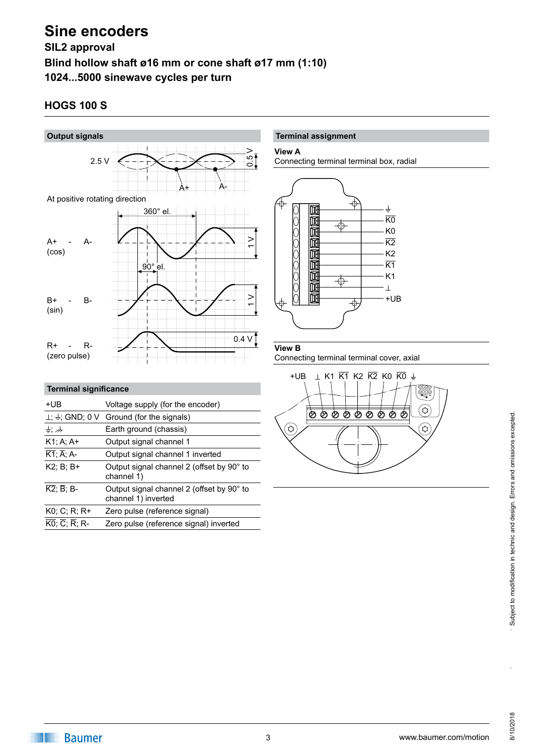# Sine encoders

**SIL2 approval**

**Blind hollow shaft ø16 mm or cone shaft ø17 mm (1:10)**

**1024...5000 sinewave cycles per turn**

## HOGS 100 S

### Output signals

2.5 V

0.5 V

A+ A-

At positive rotating direction

360° el.

A+ - A- (cos)

1 V

90° el.

B+ - B- (sin)

1 V

R+ - R- (zero pulse)

0.4 V

### Terminal assignment

**View A**

Connecting terminal terminal box, radial

⏚ K0̅ K0 K2̅ K2 K1̅ K1 ⊥ +UB

**View B**

Connecting terminal terminal cover, axial

+UB ⊥ K1 K1̅ K2 K2̅ K0 K0̅ ⏚

### Terminal significance

| | |
|---|---|
| +UB | Voltage supply (for the encoder) |
| ⊥; ⏚; GND; 0 V | Ground (for the signals) |
| ⏚; ⏚ | Earth ground (chassis) |
| K1; A; A+ | Output signal channel 1 |
| K1̅; A̅; A- | Output signal channel 1 inverted |
| K2; B; B+ | Output signal channel 2 (offset by 90° to channel 1) |
| K2̅; B̅; B- | Output signal channel 2 (offset by 90° to channel 1) inverted |
| K0; C; R; R+ | Zero pulse (reference signal) |
| K0̅; C̅; R̅; R- | Zero pulse (reference signal) inverted |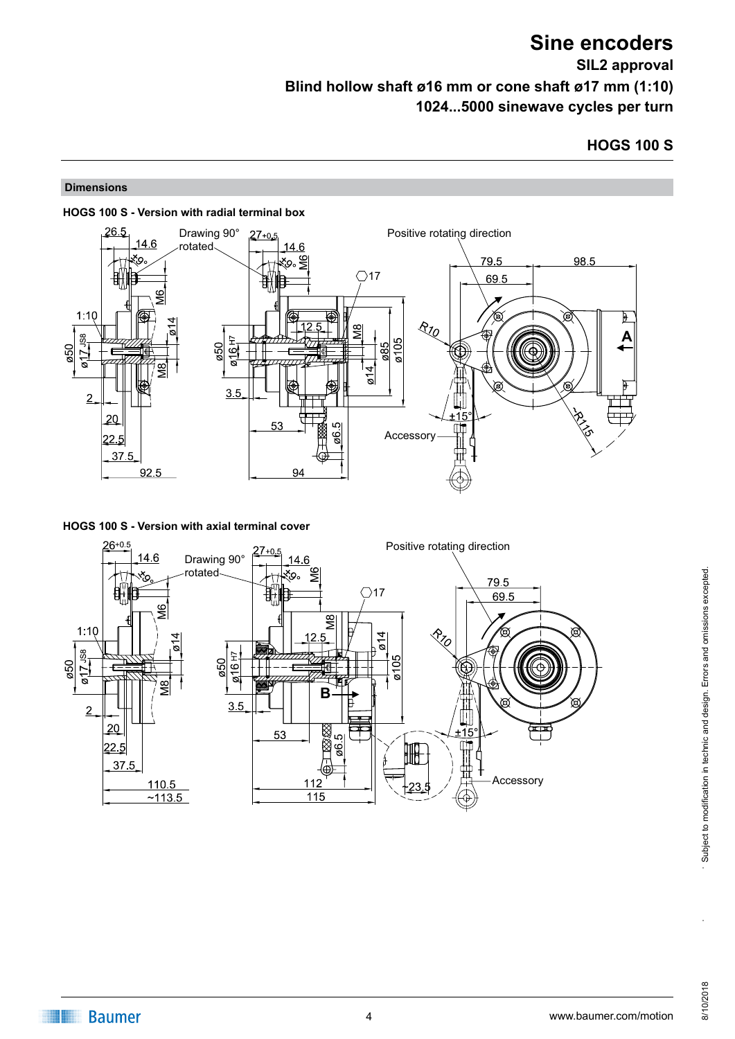# Sine encoders

**SIL2 approval**

**Blind hollow shaft ø16 mm or cone shaft ø17 mm (1:10)**

**1024...5000 sinewave cycles per turn**

## HOGS 100 S

### Dimensions

**HOGS 100 S - Version with radial terminal box**

26.5
14.6
Drawing 90° rotated
±9°
M6
1:10
ø14
ø50
ø17 JS8
M8
2
20
22.5
37.5
92.5
$27_{+0.5}$
14.6
±9°
M6
17
12.5
M8
ø50
ø16 H7
ø14
ø85
ø105
3.5
53
ø6.5
94
Positive rotating direction
79.5
98.5
69.5
R10
A
±15°
~R115
Accessory

**HOGS 100 S - Version with axial terminal cover**

$26^{+0.5}$
14.6
Drawing 90° rotated
±9°
M6
1:10
ø14
ø50
ø17 JS8
M8
2
20
22.5
37.5
110.5
~113.5
$27_{+0.5}$
14.6
±9°
M6
17
M8
12.5
ø14
ø50
ø16 H7
ø105
B
3.5
53
ø6.5
112
115
23.5
Positive rotating direction
79.5
69.5
R10
±15°
Accessory

Subject to modification in technic and design. Errors and omissions excepted.